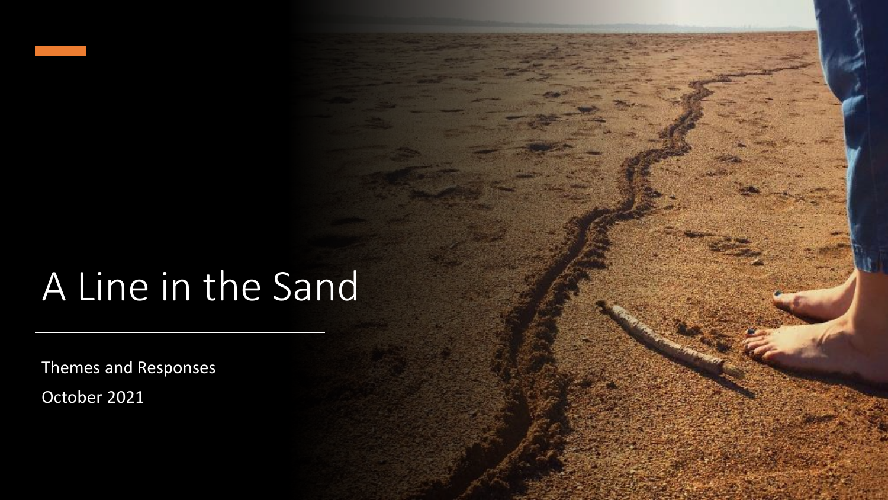# A Line in the Sand

Themes and Responses

October 2021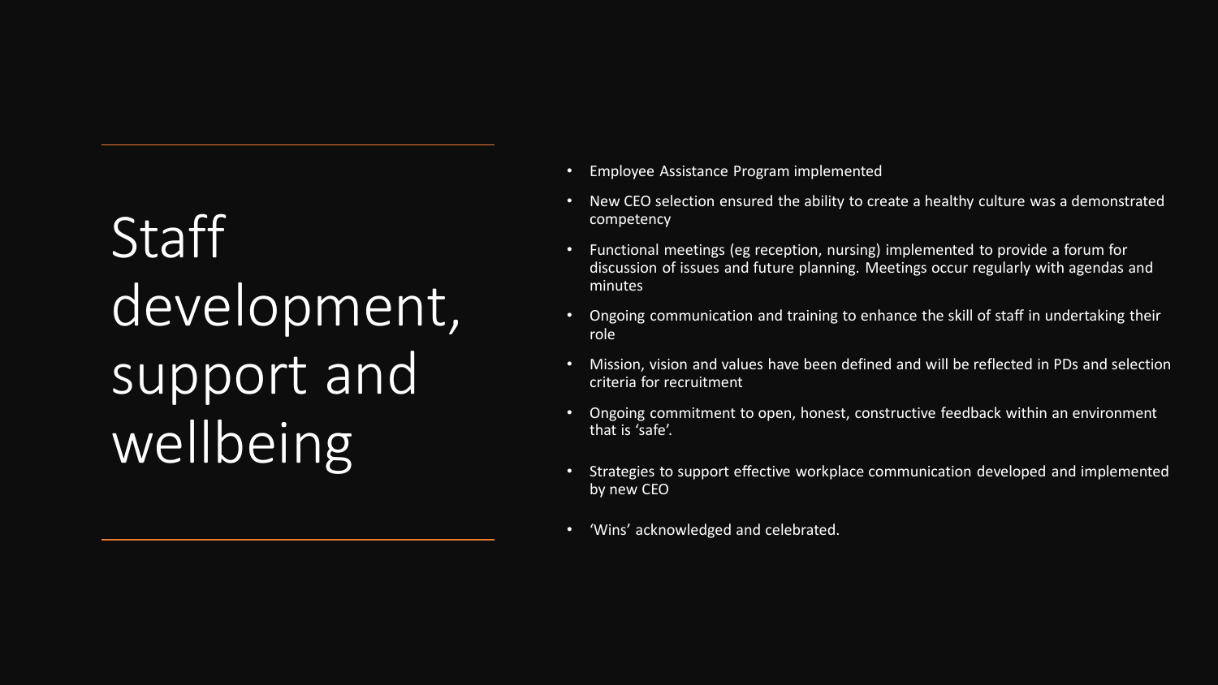# Staff development, support and wellbeing

- Employee Assistance Program implemented
- New CEO selection ensured the ability to create a healthy culture was a demonstrated competency
- Functional meetings (eg reception, nursing) implemented to provide a forum for discussion of issues and future planning. Meetings occur regularly with agendas and minutes
- Ongoing communication and training to enhance the skill of staff in undertaking their role
- Mission, vision and values have been defined and will be reflected in PDs and selection criteria for recruitment
- Ongoing commitment to open, honest, constructive feedback within an environment that is 'safe'.
- Strategies to support effective workplace communication developed and implemented by new CEO
- 'Wins' acknowledged and celebrated.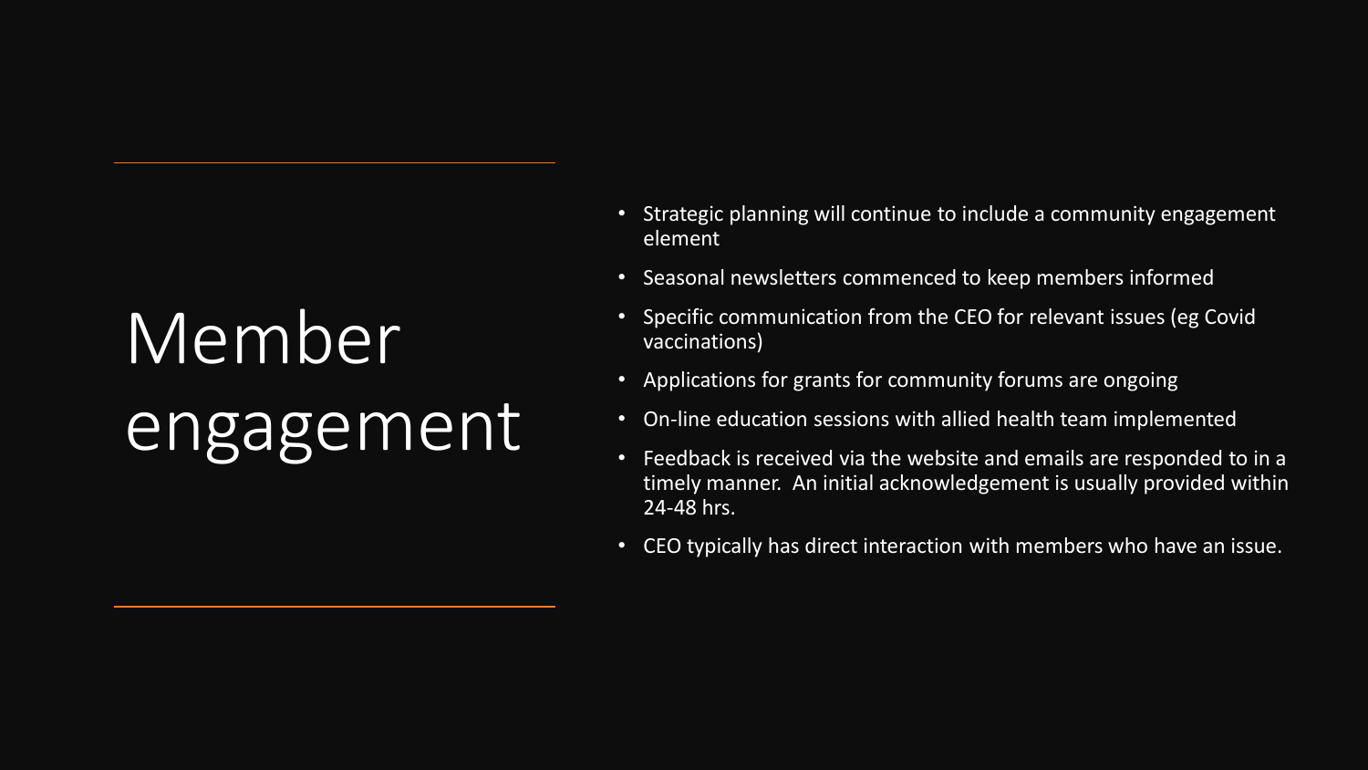# Member engagement

- Strategic planning will continue to include a community engagement element
- Seasonal newsletters commenced to keep members informed
- Specific communication from the CEO for relevant issues (eg Covid vaccinations)
- Applications for grants for community forums are ongoing
- On-line education sessions with allied health team implemented
- Feedback is received via the website and emails are responded to in a timely manner. An initial acknowledgement is usually provided within 24-48 hrs.
- CEO typically has direct interaction with members who have an issue.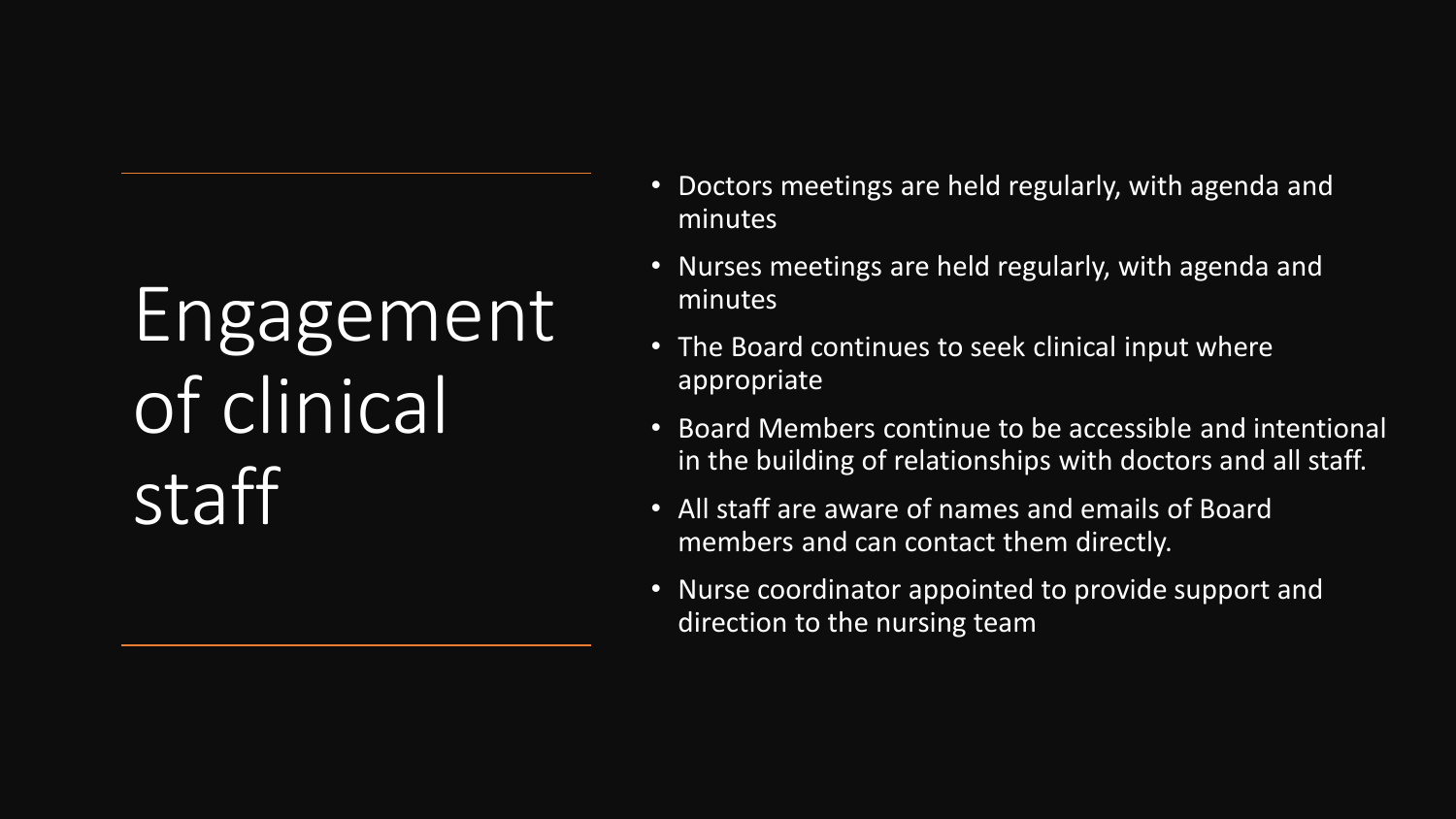# Engagement of clinical staff

- Doctors meetings are held regularly, with agenda and minutes
- Nurses meetings are held regularly, with agenda and minutes
- The Board continues to seek clinical input where appropriate
- Board Members continue to be accessible and intentional in the building of relationships with doctors and all staff.
- All staff are aware of names and emails of Board members and can contact them directly.
- Nurse coordinator appointed to provide support and direction to the nursing team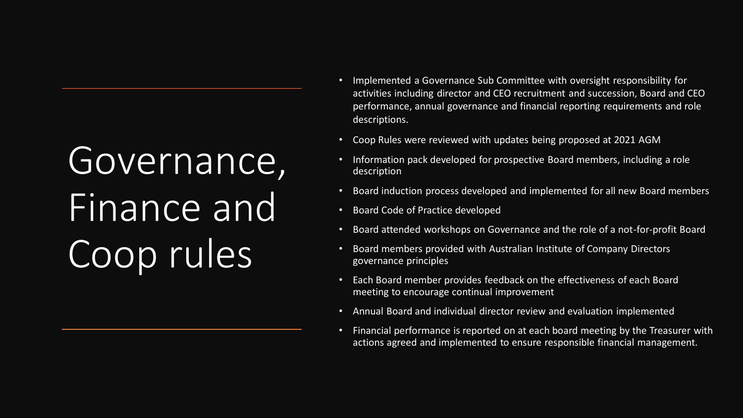# Governance, Finance and Coop rules

- Implemented a Governance Sub Committee with oversight responsibility for activities including director and CEO recruitment and succession, Board and CEO performance, annual governance and financial reporting requirements and role descriptions.
- Coop Rules were reviewed with updates being proposed at 2021 AGM
- Information pack developed for prospective Board members, including a role description
- Board induction process developed and implemented for all new Board members
- Board Code of Practice developed
- Board attended workshops on Governance and the role of a not-for-profit Board
- Board members provided with Australian Institute of Company Directors governance principles
- Each Board member provides feedback on the effectiveness of each Board meeting to encourage continual improvement
- Annual Board and individual director review and evaluation implemented
- Financial performance is reported on at each board meeting by the Treasurer with actions agreed and implemented to ensure responsible financial management.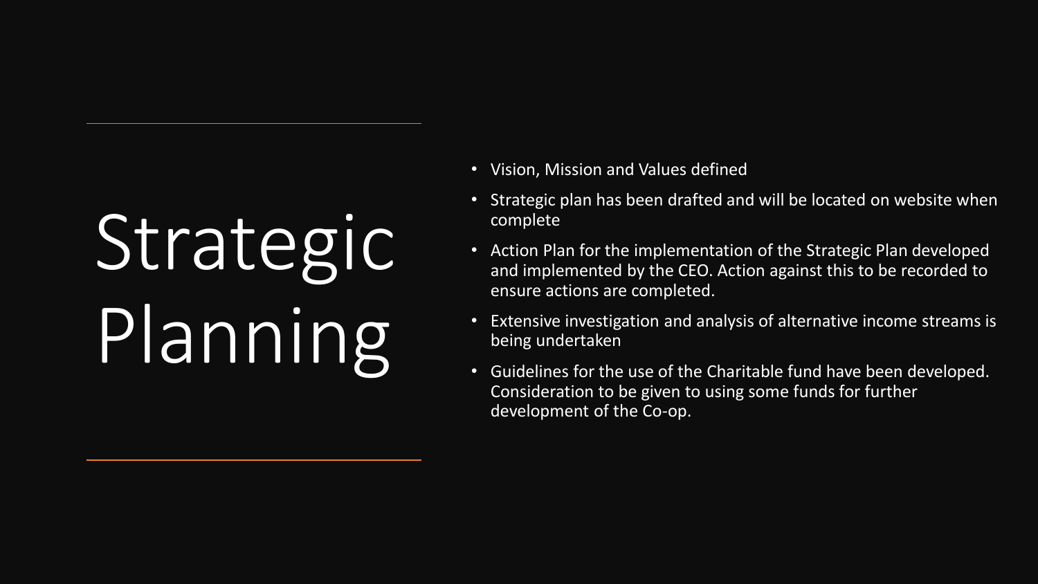# Strategic Planning

- Vision, Mission and Values defined
- Strategic plan has been drafted and will be located on website when complete
- Action Plan for the implementation of the Strategic Plan developed and implemented by the CEO. Action against this to be recorded to ensure actions are completed.
- Extensive investigation and analysis of alternative income streams is being undertaken
- Guidelines for the use of the Charitable fund have been developed. Consideration to be given to using some funds for further development of the Co-op.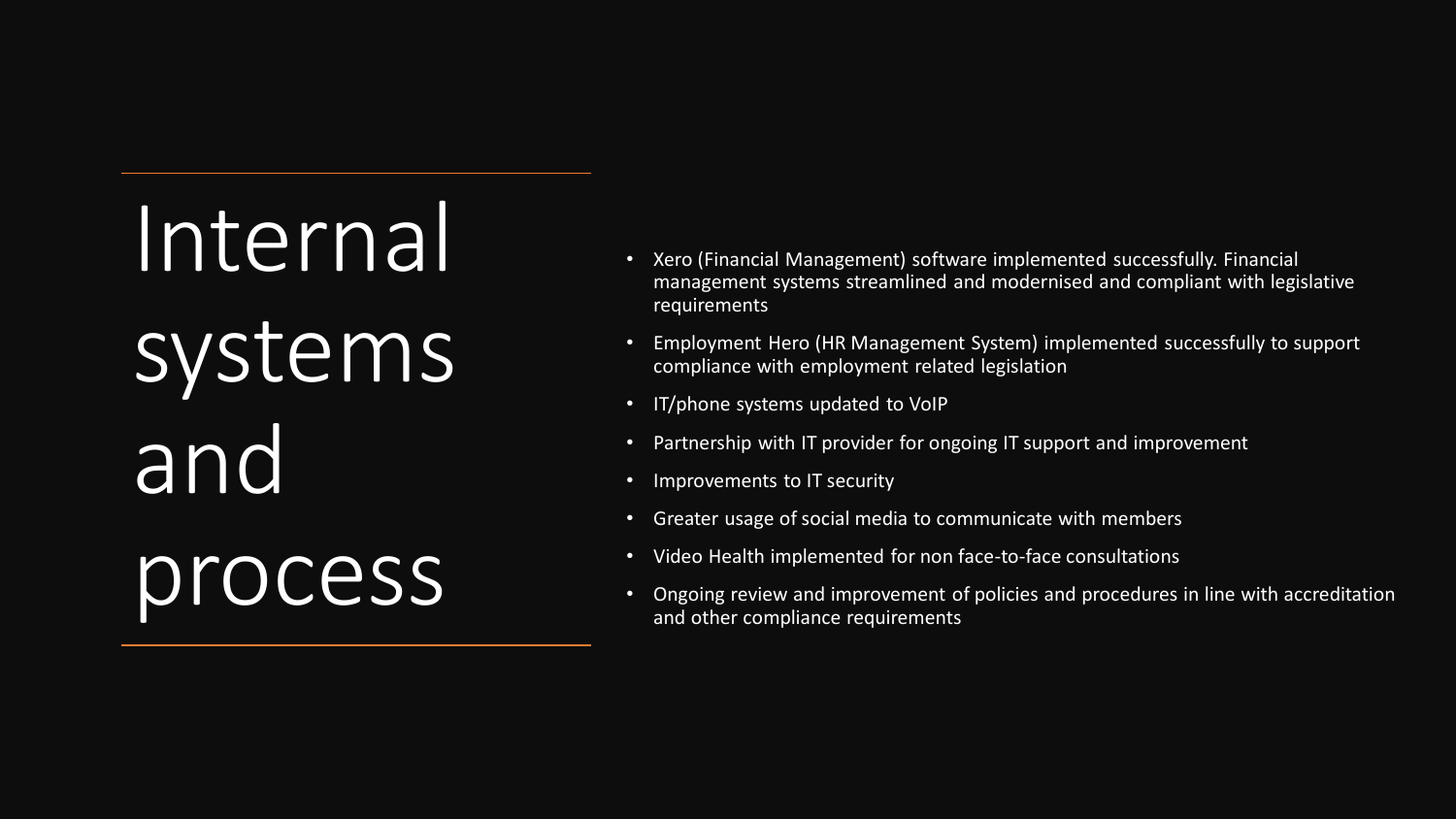# Internal systems and process

- Xero (Financial Management) software implemented successfully. Financial management systems streamlined and modernised and compliant with legislative requirements
- Employment Hero (HR Management System) implemented successfully to support compliance with employment related legislation
- IT/phone systems updated to VoIP
- Partnership with IT provider for ongoing IT support and improvement
- Improvements to IT security
- Greater usage of social media to communicate with members
- Video Health implemented for non face-to-face consultations
- Ongoing review and improvement of policies and procedures in line with accreditation and other compliance requirements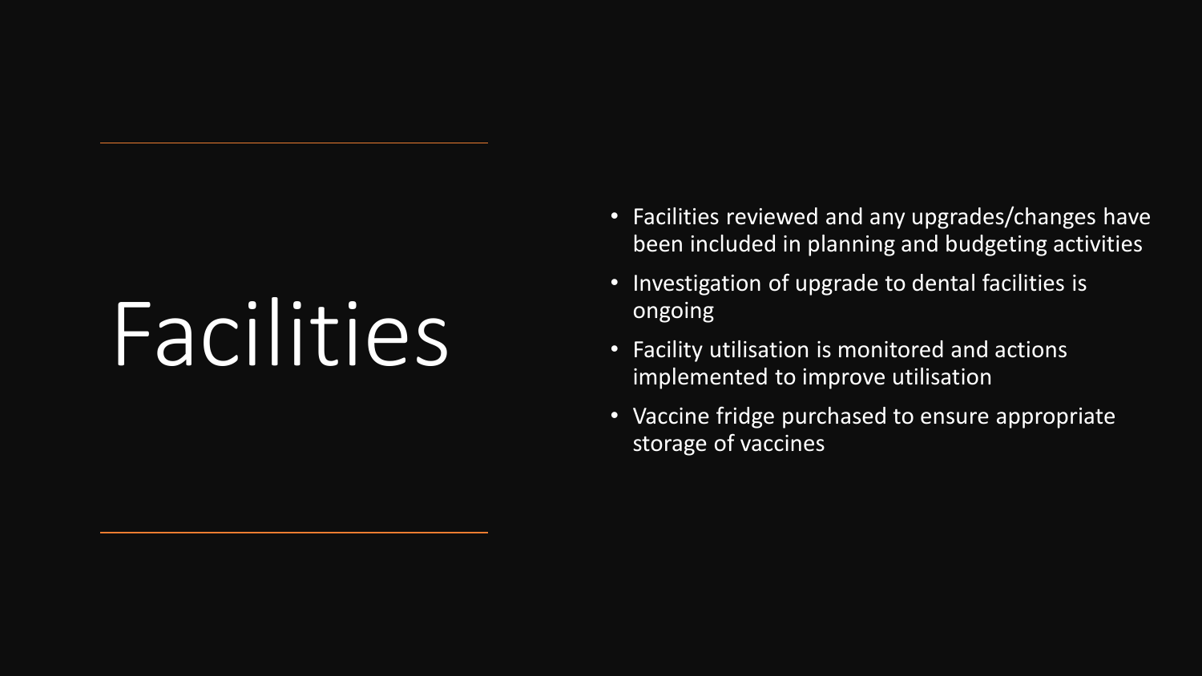# Facilities

- Facilities reviewed and any upgrades/changes have been included in planning and budgeting activities
- Investigation of upgrade to dental facilities is ongoing
- Facility utilisation is monitored and actions implemented to improve utilisation
- Vaccine fridge purchased to ensure appropriate storage of vaccines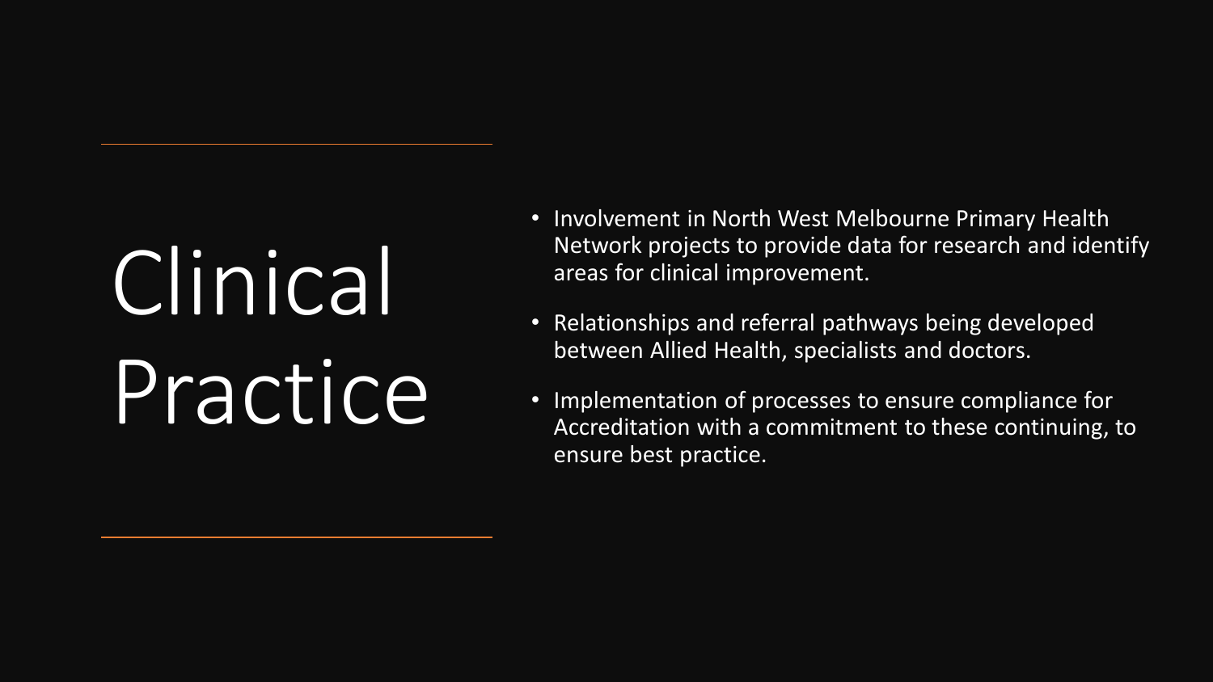# Clinical Practice

- Involvement in North West Melbourne Primary Health Network projects to provide data for research and identify areas for clinical improvement.
- Relationships and referral pathways being developed between Allied Health, specialists and doctors.
- Implementation of processes to ensure compliance for Accreditation with a commitment to these continuing, to ensure best practice.